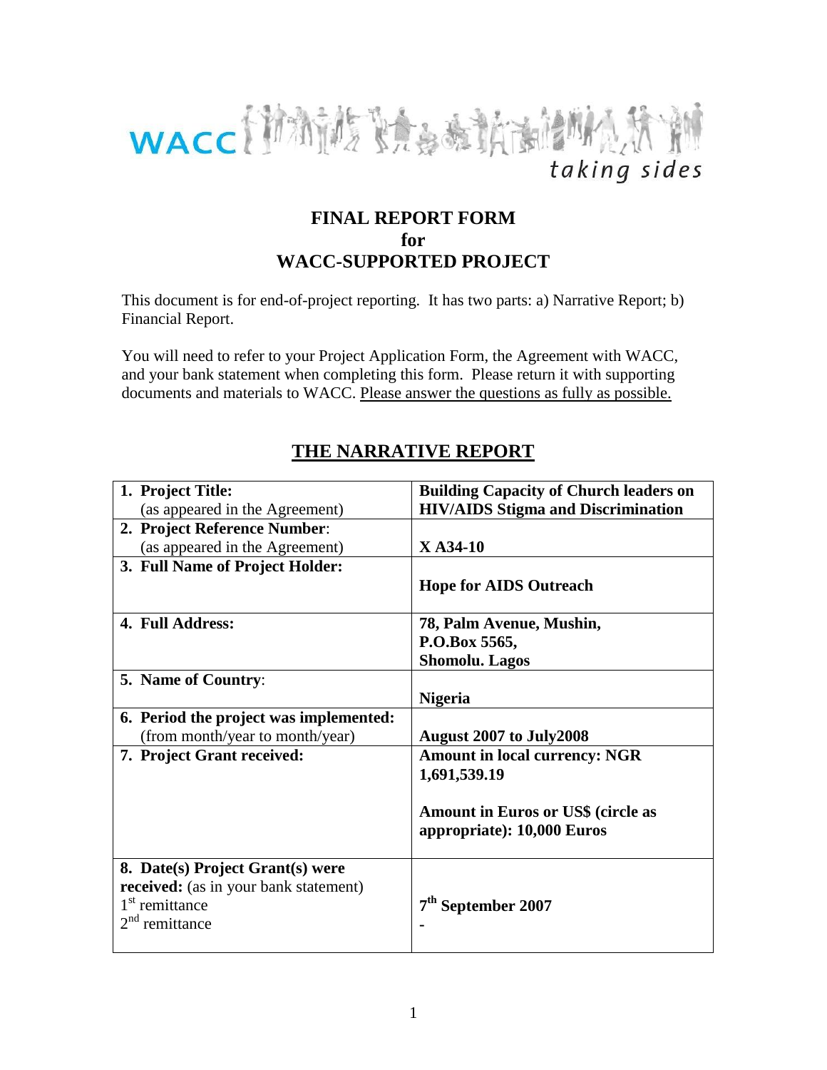WACC *taking sides*

# FINAL REPORT FORM
# for
# WACC-SUPPORTED PROJECT

This document is for end-of-project reporting. It has two parts: a) Narrative Report; b) Financial Report.

You will need to refer to your Project Application Form, the Agreement with WACC, and your bank statement when completing this form. Please return it with supporting documents and materials to WACC. Please answer the questions as fully as possible.

## THE NARRATIVE REPORT

| | |
|---|---|
| **1. Project Title:** (as appeared in the Agreement) | **Building Capacity of Church leaders on HIV/AIDS Stigma and Discrimination** |
| **2. Project Reference Number:** (as appeared in the Agreement) | **X A34-10** |
| **3. Full Name of Project Holder:** | **Hope for AIDS Outreach** |
| **4. Full Address:** | **78, Palm Avenue, Mushin, P.O.Box 5565, Shomolu. Lagos** |
| **5. Name of Country:** | **Nigeria** |
| **6. Period the project was implemented:** (from month/year to month/year) | **August 2007 to July2008** |
| **7. Project Grant received:** | **Amount in local currency: NGR 1,691,539.19**<br><br>**Amount in Euros or US$ (circle as appropriate): 10,000 Euros** |
| **8. Date(s) Project Grant(s) were received:** (as in your bank statement)<br>1st remittance<br>2nd remittance | <br><br>**7th September 2007**<br>**-** |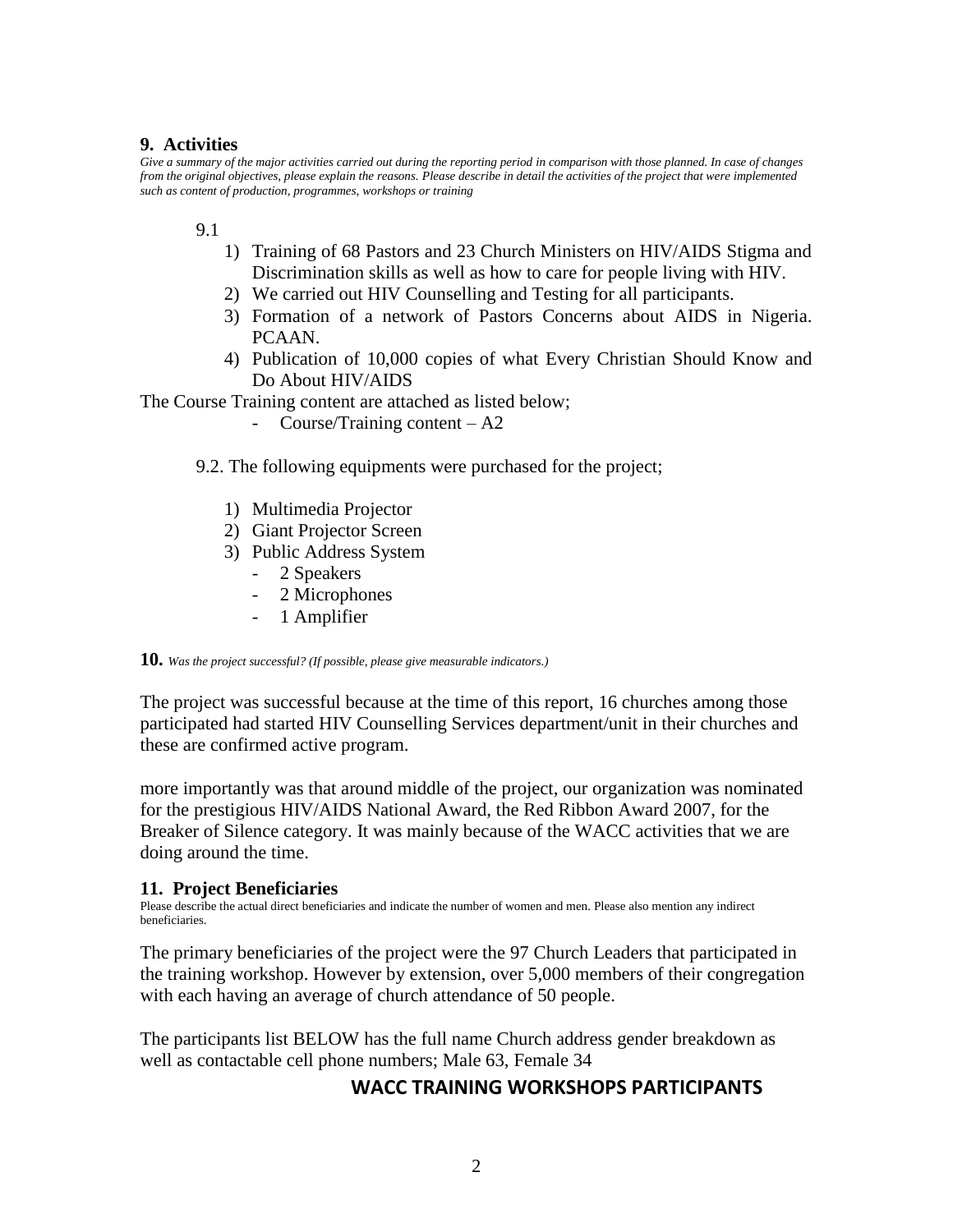## 9. Activities

*Give a summary of the major activities carried out during the reporting period in comparison with those planned. In case of changes from the original objectives, please explain the reasons. Please describe in detail the activities of the project that were implemented such as content of production, programmes, workshops or training*

9.1

1) Training of 68 Pastors and 23 Church Ministers on HIV/AIDS Stigma and Discrimination skills as well as how to care for people living with HIV.
2) We carried out HIV Counselling and Testing for all participants.
3) Formation of a network of Pastors Concerns about AIDS in Nigeria. PCAAN.
4) Publication of 10,000 copies of what Every Christian Should Know and Do About HIV/AIDS

The Course Training content are attached as listed below;

- Course/Training content – A2

9.2. The following equipments were purchased for the project;

1) Multimedia Projector
2) Giant Projector Screen
3) Public Address System
   - 2 Speakers
   - 2 Microphones
   - 1 Amplifier

**10.** *Was the project successful? (If possible, please give measurable indicators.)*

The project was successful because at the time of this report, 16 churches among those participated had started HIV Counselling Services department/unit in their churches and these are confirmed active program.

more importantly was that around middle of the project, our organization was nominated for the prestigious HIV/AIDS National Award, the Red Ribbon Award 2007, for the Breaker of Silence category. It was mainly because of the WACC activities that we are doing around the time.

## 11. Project Beneficiaries

Please describe the actual direct beneficiaries and indicate the number of women and men. Please also mention any indirect beneficiaries.

The primary beneficiaries of the project were the 97 Church Leaders that participated in the training workshop. However by extension, over 5,000 members of their congregation with each having an average of church attendance of 50 people.

The participants list BELOW has the full name Church address gender breakdown as well as contactable cell phone numbers; Male 63, Female 34

### WACC TRAINING WORKSHOPS PARTICIPANTS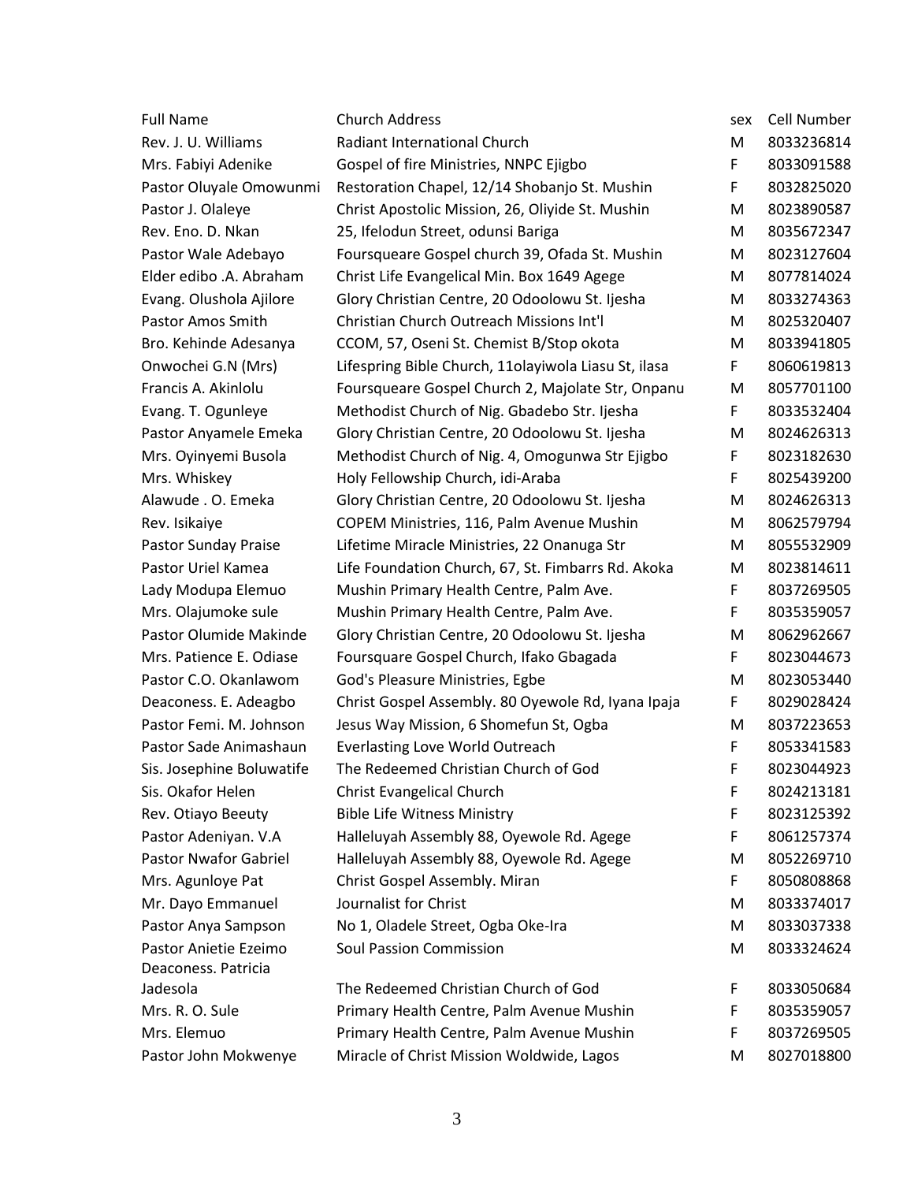| Full Name | Church Address | sex | Cell Number |
|---|---|---|---|
| Rev. J. U. Williams | Radiant International Church | M | 8033236814 |
| Mrs. Fabiyi Adenike | Gospel of fire Ministries, NNPC Ejigbo | F | 8033091588 |
| Pastor Oluyale Omowunmi | Restoration Chapel, 12/14 Shobanjo St. Mushin | F | 8032825020 |
| Pastor J. Olaleye | Christ Apostolic Mission, 26, Oliyide St. Mushin | M | 8023890587 |
| Rev. Eno. D. Nkan | 25, Ifelodun Street, odunsi Bariga | M | 8035672347 |
| Pastor Wale Adebayo | Foursqueare Gospel church 39, Ofada St. Mushin | M | 8023127604 |
| Elder edibo .A. Abraham | Christ Life Evangelical Min. Box 1649 Agege | M | 8077814024 |
| Evang. Olushola Ajilore | Glory Christian Centre, 20 Odoolowu St. Ijesha | M | 8033274363 |
| Pastor Amos Smith | Christian Church Outreach Missions Int'l | M | 8025320407 |
| Bro. Kehinde Adesanya | CCOM, 57, Oseni St. Chemist B/Stop okota | M | 8033941805 |
| Onwochei G.N (Mrs) | Lifespring Bible Church, 11olayiwola Liasu St, ilasa | F | 8060619813 |
| Francis A. Akinlolu | Foursqueare Gospel Church 2, Majolate Str, Onpanu | M | 8057701100 |
| Evang. T. Ogunleye | Methodist Church of Nig. Gbadebo Str. Ijesha | F | 8033532404 |
| Pastor Anyamele Emeka | Glory Christian Centre, 20 Odoolowu St. Ijesha | M | 8024626313 |
| Mrs. Oyinyemi Busola | Methodist Church of Nig. 4, Omogunwa Str Ejigbo | F | 8023182630 |
| Mrs. Whiskey | Holy Fellowship Church, idi-Araba | F | 8025439200 |
| Alawude . O. Emeka | Glory Christian Centre, 20 Odoolowu St. Ijesha | M | 8024626313 |
| Rev. Isikaiye | COPEM Ministries, 116, Palm Avenue Mushin | M | 8062579794 |
| Pastor Sunday Praise | Lifetime Miracle Ministries, 22 Onanuga Str | M | 8055532909 |
| Pastor Uriel Kamea | Life Foundation Church, 67, St. Fimbarrs Rd. Akoka | M | 8023814611 |
| Lady Modupa Elemuo | Mushin Primary Health Centre, Palm Ave. | F | 8037269505 |
| Mrs. Olajumoke sule | Mushin Primary Health Centre, Palm Ave. | F | 8035359057 |
| Pastor Olumide Makinde | Glory Christian Centre, 20 Odoolowu St. Ijesha | M | 8062962667 |
| Mrs. Patience E. Odiase | Foursquare Gospel Church, Ifako Gbagada | F | 8023044673 |
| Pastor C.O. Okanlawom | God's Pleasure Ministries, Egbe | M | 8023053440 |
| Deaconess. E. Adeagbo | Christ Gospel Assembly. 80 Oyewole Rd, Iyana Ipaja | F | 8029028424 |
| Pastor Femi. M. Johnson | Jesus Way Mission, 6 Shomefun St, Ogba | M | 8037223653 |
| Pastor Sade Animashaun | Everlasting Love World Outreach | F | 8053341583 |
| Sis. Josephine Boluwatife | The Redeemed Christian Church of God | F | 8023044923 |
| Sis. Okafor Helen | Christ Evangelical Church | F | 8024213181 |
| Rev. Otiayo Beeuty | Bible Life Witness Ministry | F | 8023125392 |
| Pastor Adeniyan. V.A | Halleluyah Assembly 88, Oyewole Rd. Agege | F | 8061257374 |
| Pastor Nwafor Gabriel | Halleluyah Assembly 88, Oyewole Rd. Agege | M | 8052269710 |
| Mrs. Agunloye Pat | Christ Gospel Assembly. Miran | F | 8050808868 |
| Mr. Dayo Emmanuel | Journalist for Christ | M | 8033374017 |
| Pastor Anya Sampson | No 1, Oladele Street, Ogba Oke-Ira | M | 8033037338 |
| Pastor Anietie Ezeimo | Soul Passion Commission | M | 8033324624 |
| Deaconess. Patricia Jadesola | The Redeemed Christian Church of God | F | 8033050684 |
| Mrs. R. O. Sule | Primary Health Centre, Palm Avenue Mushin | F | 8035359057 |
| Mrs. Elemuo | Primary Health Centre, Palm Avenue Mushin | F | 8037269505 |
| Pastor John Mokwenye | Miracle of Christ Mission Woldwide, Lagos | M | 8027018800 |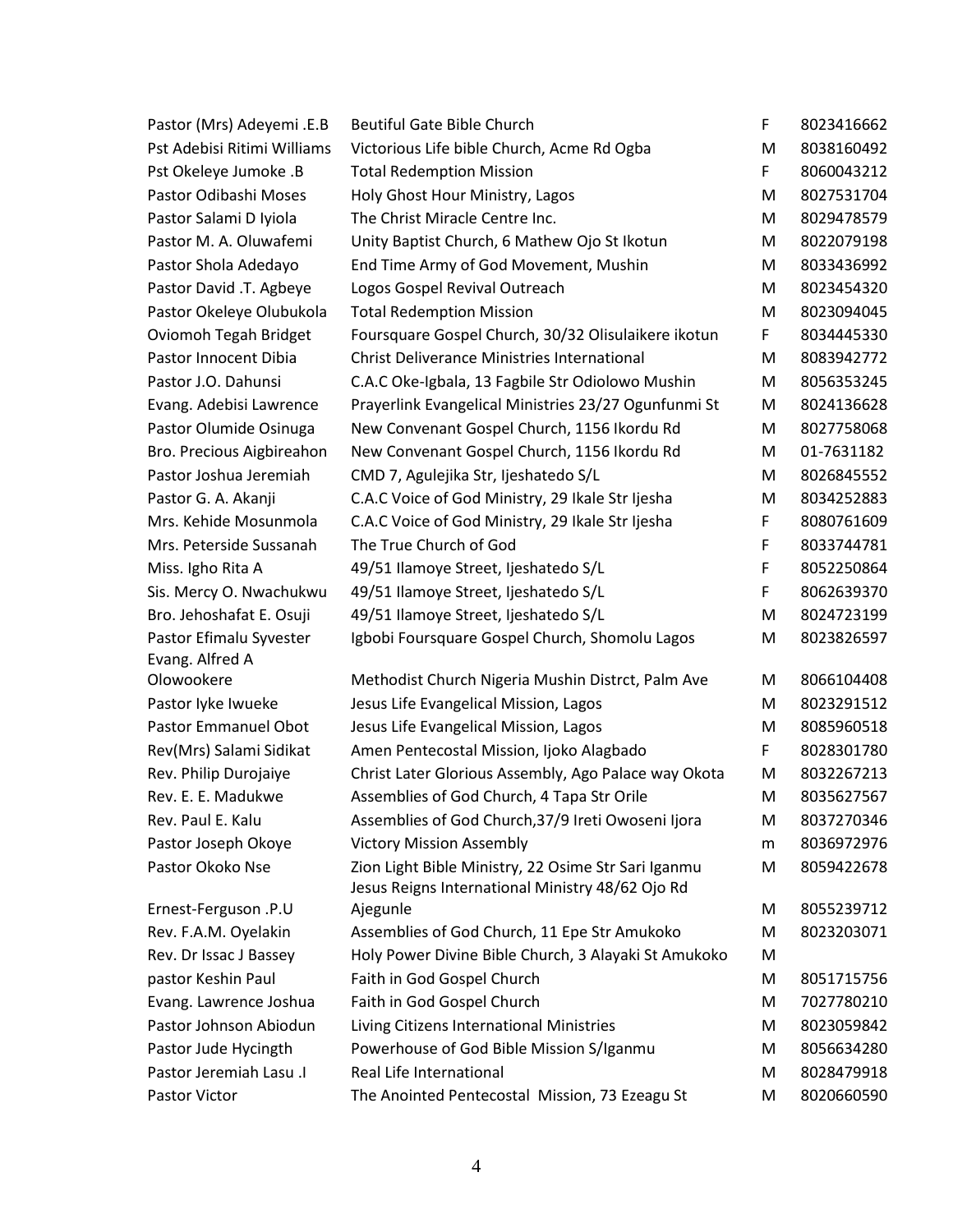| | | | |
|---|---|---|---|
| Pastor (Mrs) Adeyemi .E.B | Beutiful Gate Bible Church | F | 8023416662 |
| Pst Adebisi Ritimi Williams | Victorious Life bible Church, Acme Rd Ogba | M | 8038160492 |
| Pst Okeleye Jumoke .B | Total Redemption Mission | F | 8060043212 |
| Pastor Odibashi Moses | Holy Ghost Hour Ministry, Lagos | M | 8027531704 |
| Pastor Salami D Iyiola | The Christ Miracle Centre Inc. | M | 8029478579 |
| Pastor M. A. Oluwafemi | Unity Baptist Church, 6 Mathew Ojo St Ikotun | M | 8022079198 |
| Pastor Shola Adedayo | End Time Army of God Movement, Mushin | M | 8033436992 |
| Pastor David .T. Agbeye | Logos Gospel Revival Outreach | M | 8023454320 |
| Pastor Okeleye Olubukola | Total Redemption Mission | M | 8023094045 |
| Oviomoh Tegah Bridget | Foursquare Gospel Church, 30/32 Olisulaikere ikotun | F | 8034445330 |
| Pastor Innocent Dibia | Christ Deliverance Ministries International | M | 8083942772 |
| Pastor J.O. Dahunsi | C.A.C Oke-Igbala, 13 Fagbile Str Odiolowo Mushin | M | 8056353245 |
| Evang. Adebisi Lawrence | Prayerlink Evangelical Ministries 23/27 Ogunfunmi St | M | 8024136628 |
| Pastor Olumide Osinuga | New Convenant Gospel Church, 1156 Ikordu Rd | M | 8027758068 |
| Bro. Precious Aigbireahon | New Convenant Gospel Church, 1156 Ikordu Rd | M | 01-7631182 |
| Pastor Joshua Jeremiah | CMD 7, Agulejika Str, Ijeshatedo S/L | M | 8026845552 |
| Pastor G. A. Akanji | C.A.C Voice of God Ministry, 29 Ikale Str Ijesha | M | 8034252883 |
| Mrs. Kehide Mosunmola | C.A.C Voice of God Ministry, 29 Ikale Str Ijesha | F | 8080761609 |
| Mrs. Peterside Sussanah | The True Church of God | F | 8033744781 |
| Miss. Igho Rita A | 49/51 Ilamoye Street, Ijeshatedo S/L | F | 8052250864 |
| Sis. Mercy O. Nwachukwu | 49/51 Ilamoye Street, Ijeshatedo S/L | F | 8062639370 |
| Bro. Jehoshafat E. Osuji | 49/51 Ilamoye Street, Ijeshatedo S/L | M | 8024723199 |
| Pastor Efimalu Syvester | Igbobi Foursquare Gospel Church, Shomolu Lagos | M | 8023826597 |
| Evang. Alfred A Olowookere | Methodist Church Nigeria Mushin Distrct, Palm Ave | M | 8066104408 |
| Pastor Iyke Iwueke | Jesus Life Evangelical Mission, Lagos | M | 8023291512 |
| Pastor Emmanuel Obot | Jesus Life Evangelical Mission, Lagos | M | 8085960518 |
| Rev(Mrs) Salami Sidikat | Amen Pentecostal Mission, Ijoko Alagbado | F | 8028301780 |
| Rev. Philip Durojaiye | Christ Later Glorious Assembly, Ago Palace way Okota | M | 8032267213 |
| Rev. E. E. Madukwe | Assemblies of God Church, 4 Tapa Str Orile | M | 8035627567 |
| Rev. Paul E. Kalu | Assemblies of God Church,37/9 Ireti Owoseni Ijora | M | 8037270346 |
| Pastor Joseph Okoye | Victory Mission Assembly | m | 8036972976 |
| Pastor Okoko Nse | Zion Light Bible Ministry, 22 Osime Str Sari Iganmu | M | 8059422678 |
| Ernest-Ferguson .P.U | Jesus Reigns International Ministry 48/62 Ojo Rd Ajegunle | M | 8055239712 |
| Rev. F.A.M. Oyelakin | Assemblies of God Church, 11 Epe Str Amukoko | M | 8023203071 |
| Rev. Dr Issac J Bassey | Holy Power Divine Bible Church, 3 Alayaki St Amukoko | M | |
| pastor Keshin Paul | Faith in God Gospel Church | M | 8051715756 |
| Evang. Lawrence Joshua | Faith in God Gospel Church | M | 7027780210 |
| Pastor Johnson Abiodun | Living Citizens International Ministries | M | 8023059842 |
| Pastor Jude Hycingth | Powerhouse of God Bible Mission S/Iganmu | M | 8056634280 |
| Pastor Jeremiah Lasu .I | Real Life International | M | 8028479918 |
| Pastor Victor | The Anointed Pentecostal Mission, 73 Ezeagu St | M | 8020660590 |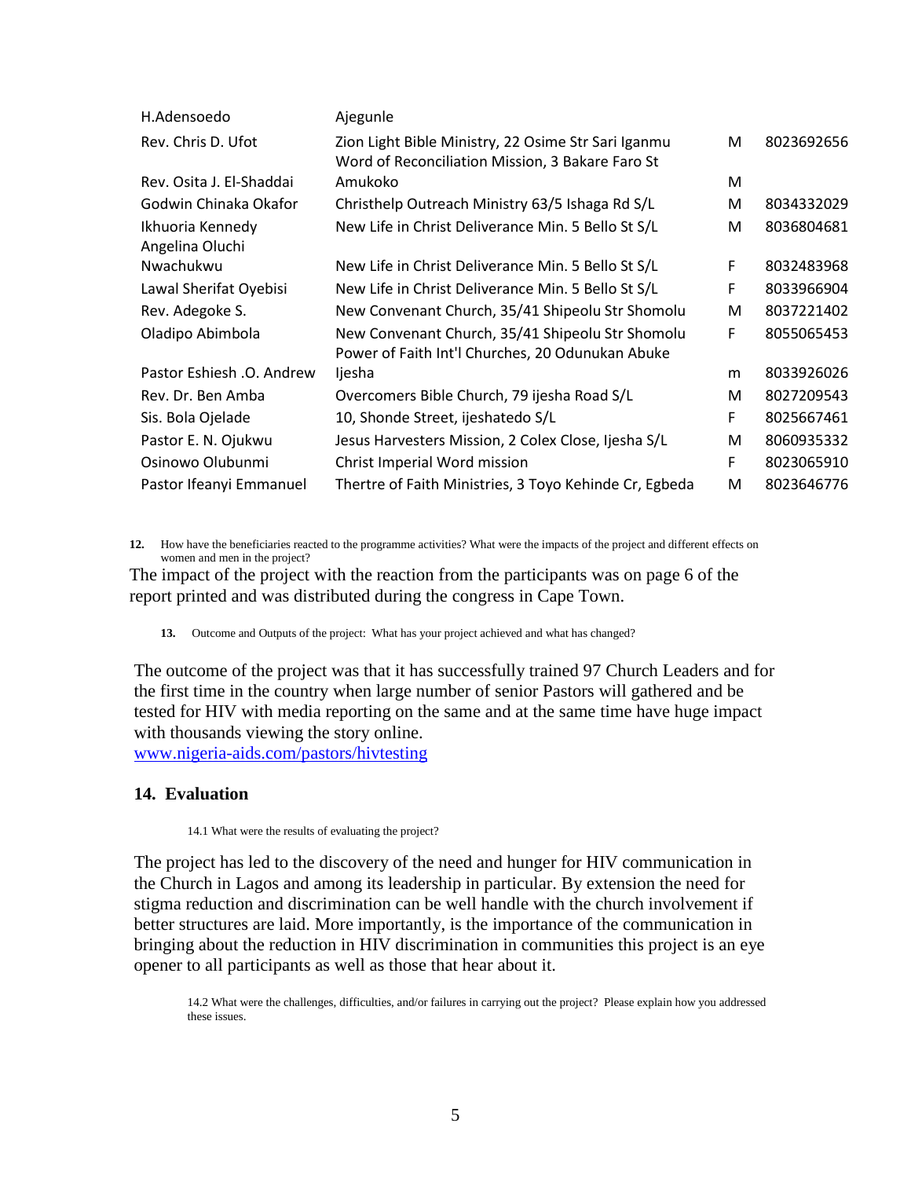| | | | |
|---|---|---|---|
| H.Adensoedo | Ajegunle | | |
| Rev. Chris D. Ufot | Zion Light Bible Ministry, 22 Osime Str Sari Iganmu | M | 8023692656 |
| Rev. Osita J. El-Shaddai | Word of Reconciliation Mission, 3 Bakare Faro St Amukoko | M | |
| Godwin Chinaka Okafor | Christhelp Outreach Ministry 63/5 Ishaga Rd S/L | M | 8034332029 |
| Ikhuoria Kennedy | New Life in Christ Deliverance Min. 5 Bello St S/L | M | 8036804681 |
| Angelina Oluchi Nwachukwu | New Life in Christ Deliverance Min. 5 Bello St S/L | F | 8032483968 |
| Lawal Sherifat Oyebisi | New Life in Christ Deliverance Min. 5 Bello St S/L | F | 8033966904 |
| Rev. Adegoke S. | New Convenant Church, 35/41 Shipeolu Str Shomolu | M | 8037221402 |
| Oladipo Abimbola | New Convenant Church, 35/41 Shipeolu Str Shomolu | F | 8055065453 |
| Pastor Eshiesh .O. Andrew | Power of Faith Int'l Churches, 20 Odunukan Abuke Ijesha | m | 8033926026 |
| Rev. Dr. Ben Amba | Overcomers Bible Church, 79 ijesha Road S/L | M | 8027209543 |
| Sis. Bola Ojelade | 10, Shonde Street, ijeshatedo S/L | F | 8025667461 |
| Pastor E. N. Ojukwu | Jesus Harvesters Mission, 2 Colex Close, Ijesha S/L | M | 8060935332 |
| Osinowo Olubunmi | Christ Imperial Word mission | F | 8023065910 |
| Pastor Ifeanyi Emmanuel | Thertre of Faith Ministries, 3 Toyo Kehinde Cr, Egbeda | M | 8023646776 |

**12.** How have the beneficiaries reacted to the programme activities? What were the impacts of the project and different effects on women and men in the project?

The impact of the project with the reaction from the participants was on page 6 of the report printed and was distributed during the congress in Cape Town.

**13.** Outcome and Outputs of the project: What has your project achieved and what has changed?

The outcome of the project was that it has successfully trained 97 Church Leaders and for the first time in the country when large number of senior Pastors will gathered and be tested for HIV with media reporting on the same and at the same time have huge impact with thousands viewing the story online.
www.nigeria-aids.com/pastors/hivtesting

## 14. Evaluation

14.1 What were the results of evaluating the project?

The project has led to the discovery of the need and hunger for HIV communication in the Church in Lagos and among its leadership in particular. By extension the need for stigma reduction and discrimination can be well handle with the church involvement if better structures are laid. More importantly, is the importance of the communication in bringing about the reduction in HIV discrimination in communities this project is an eye opener to all participants as well as those that hear about it.

14.2 What were the challenges, difficulties, and/or failures in carrying out the project? Please explain how you addressed these issues.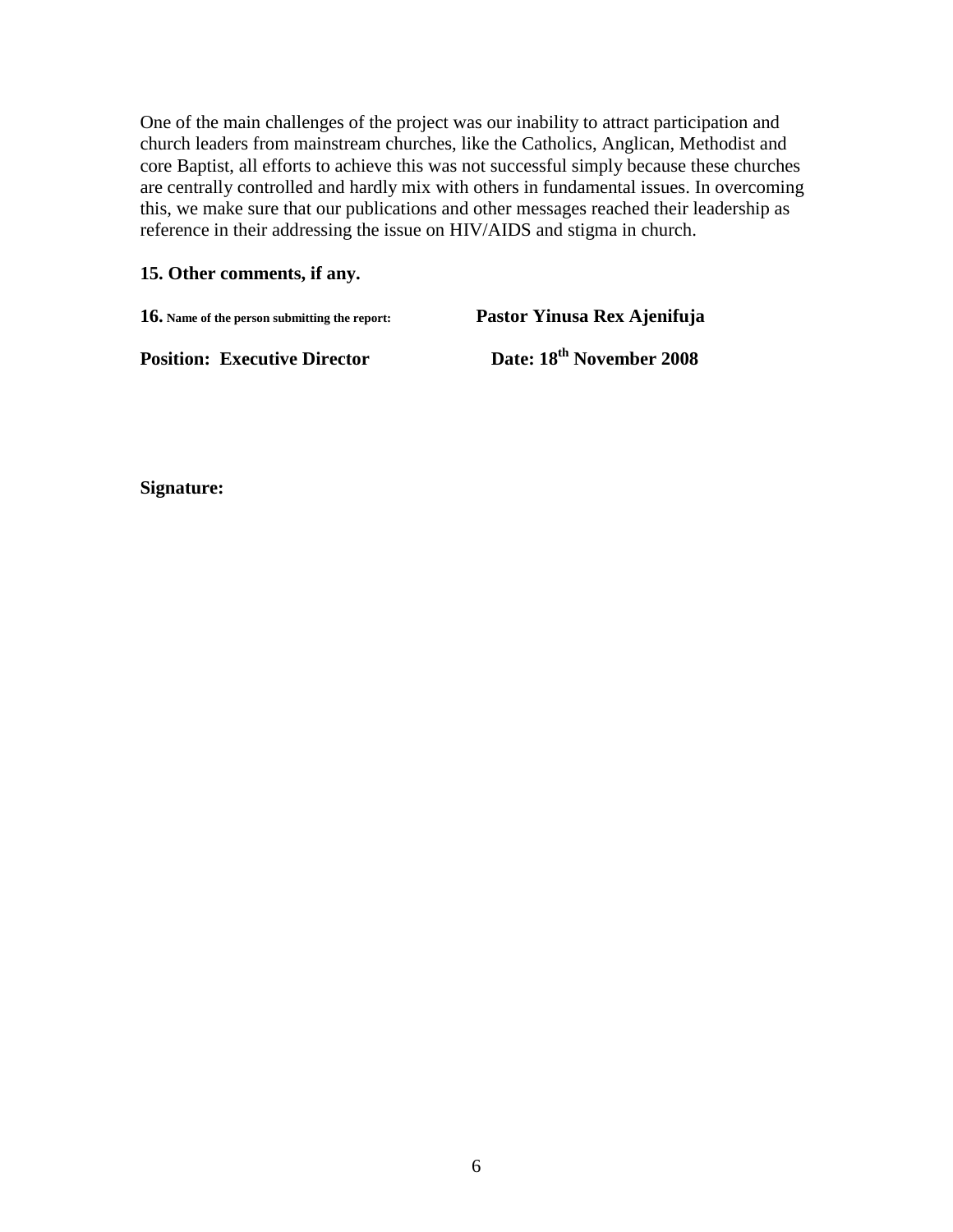One of the main challenges of the project was our inability to attract participation and church leaders from mainstream churches, like the Catholics, Anglican, Methodist and core Baptist, all efforts to achieve this was not successful simply because these churches are centrally controlled and hardly mix with others in fundamental issues. In overcoming this, we make sure that our publications and other messages reached their leadership as reference in their addressing the issue on HIV/AIDS and stigma in church.

**15. Other comments, if any.**

**16.** **Name of the person submitting the report:** **Pastor Yinusa Rex Ajenifuja**

**Position: Executive Director** **Date: 18th November 2008**

**Signature:**